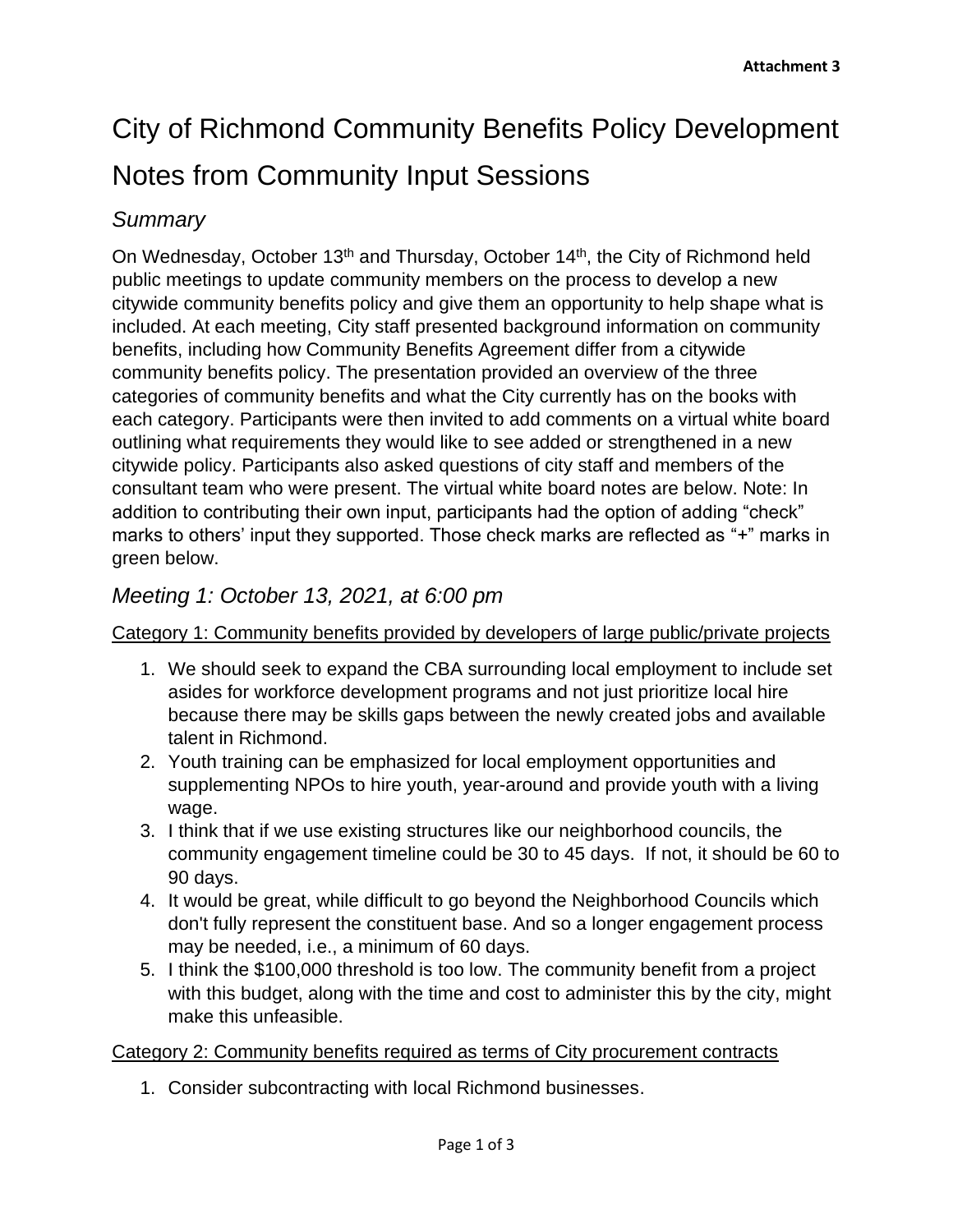Attachment 3

# City of Richmond Community Benefits Policy Development Notes from Community Input Sessions

## *Summary*

On Wednesday, October 13th and Thursday, October 14th, the City of Richmond held public meetings to update community members on the process to develop a new citywide community benefits policy and give them an opportunity to help shape what is included. At each meeting, City staff presented background information on community benefits, including how Community Benefits Agreement differ from a citywide community benefits policy. The presentation provided an overview of the three categories of community benefits and what the City currently has on the books with each category. Participants were then invited to add comments on a virtual white board outlining what requirements they would like to see added or strengthened in a new citywide policy. Participants also asked questions of city staff and members of the consultant team who were present. The virtual white board notes are below. Note: In addition to contributing their own input, participants had the option of adding "check" marks to others' input they supported. Those check marks are reflected as "+" marks in green below.

## *Meeting 1: October 13, 2021, at 6:00 pm*

Category 1: Community benefits provided by developers of large public/private projects

1. We should seek to expand the CBA surrounding local employment to include set asides for workforce development programs and not just prioritize local hire because there may be skills gaps between the newly created jobs and available talent in Richmond.
2. Youth training can be emphasized for local employment opportunities and supplementing NPOs to hire youth, year-around and provide youth with a living wage.
3. I think that if we use existing structures like our neighborhood councils, the community engagement timeline could be 30 to 45 days. If not, it should be 60 to 90 days.
4. It would be great, while difficult to go beyond the Neighborhood Councils which don't fully represent the constituent base. And so a longer engagement process may be needed, i.e., a minimum of 60 days.
5. I think the $100,000 threshold is too low. The community benefit from a project with this budget, along with the time and cost to administer this by the city, might make this unfeasible.

Category 2: Community benefits required as terms of City procurement contracts

1. Consider subcontracting with local Richmond businesses.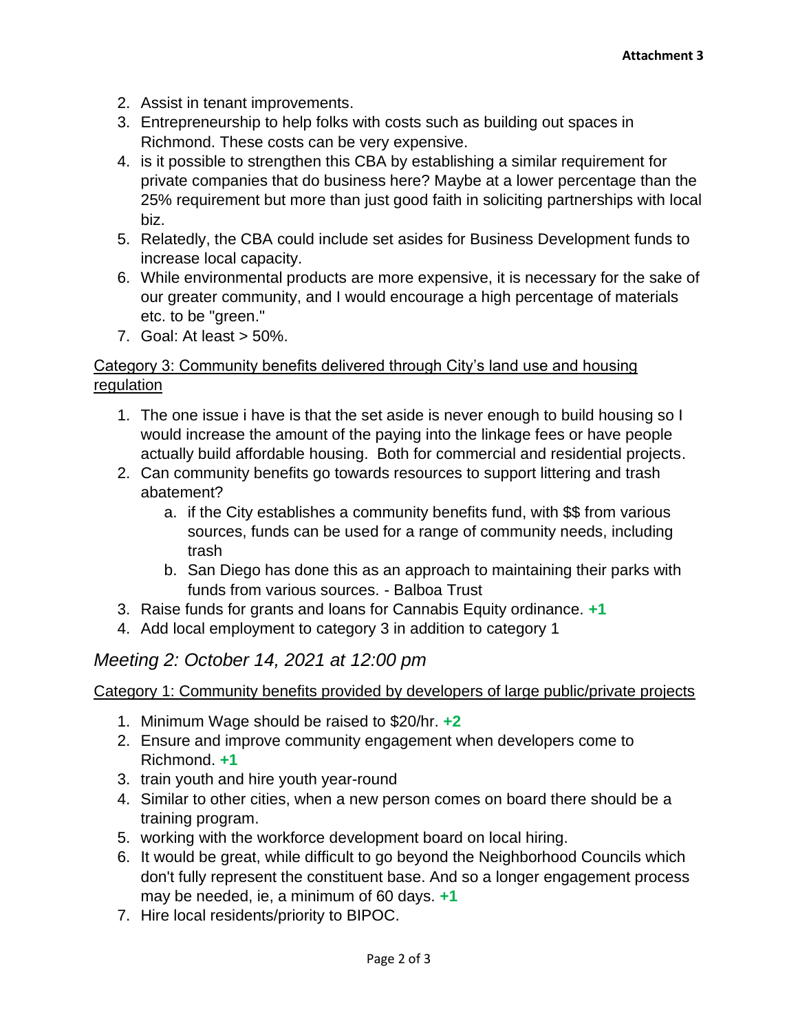**Attachment 3**

2. Assist in tenant improvements.
3. Entrepreneurship to help folks with costs such as building out spaces in Richmond. These costs can be very expensive.
4. is it possible to strengthen this CBA by establishing a similar requirement for private companies that do business here? Maybe at a lower percentage than the 25% requirement but more than just good faith in soliciting partnerships with local biz.
5. Relatedly, the CBA could include set asides for Business Development funds to increase local capacity.
6. While environmental products are more expensive, it is necessary for the sake of our greater community, and I would encourage a high percentage of materials etc. to be "green."
7. Goal: At least > 50%.

<u>Category 3: Community benefits delivered through City's land use and housing regulation</u>

1. The one issue i have is that the set aside is never enough to build housing so I would increase the amount of the paying into the linkage fees or have people actually build affordable housing. Both for commercial and residential projects.
2. Can community benefits go towards resources to support littering and trash abatement?
   a. if the City establishes a community benefits fund, with $$ from various sources, funds can be used for a range of community needs, including trash
   b. San Diego has done this as an approach to maintaining their parks with funds from various sources. - Balboa Trust
3. Raise funds for grants and loans for Cannabis Equity ordinance. **+1**
4. Add local employment to category 3 in addition to category 1

## *Meeting 2: October 14, 2021 at 12:00 pm*

<u>Category 1: Community benefits provided by developers of large public/private projects</u>

1. Minimum Wage should be raised to $20/hr. **+2**
2. Ensure and improve community engagement when developers come to Richmond. **+1**
3. train youth and hire youth year-round
4. Similar to other cities, when a new person comes on board there should be a training program.
5. working with the workforce development board on local hiring.
6. It would be great, while difficult to go beyond the Neighborhood Councils which don't fully represent the constituent base. And so a longer engagement process may be needed, ie, a minimum of 60 days. **+1**
7. Hire local residents/priority to BIPOC.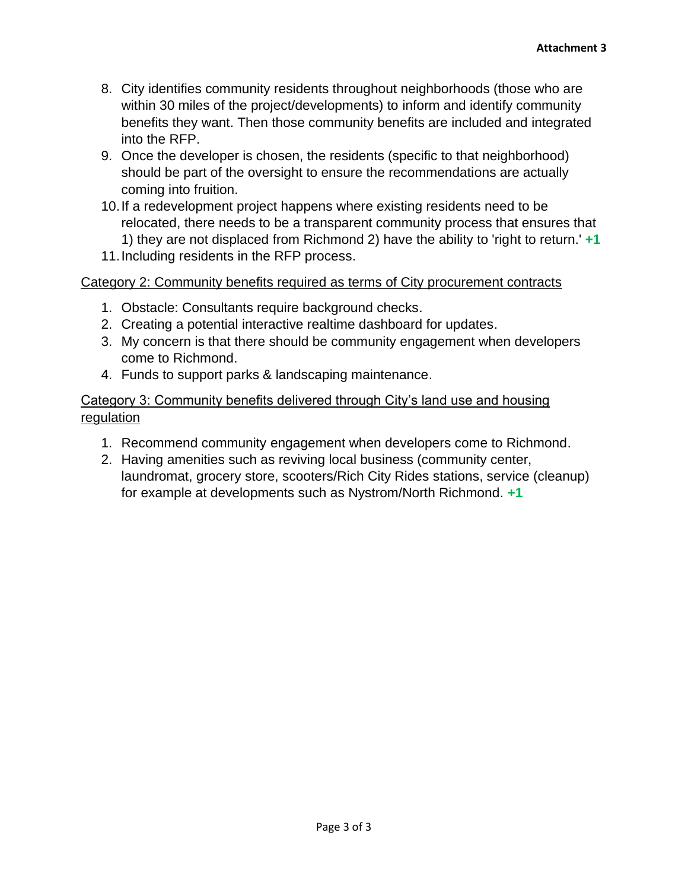8. City identifies community residents throughout neighborhoods (those who are within 30 miles of the project/developments) to inform and identify community benefits they want. Then those community benefits are included and integrated into the RFP.
9. Once the developer is chosen, the residents (specific to that neighborhood) should be part of the oversight to ensure the recommendations are actually coming into fruition.
10. If a redevelopment project happens where existing residents need to be relocated, there needs to be a transparent community process that ensures that 1) they are not displaced from Richmond 2) have the ability to 'right to return.' **+1**
11. Including residents in the RFP process.

Category 2: Community benefits required as terms of City procurement contracts

1. Obstacle: Consultants require background checks.
2. Creating a potential interactive realtime dashboard for updates.
3. My concern is that there should be community engagement when developers come to Richmond.
4. Funds to support parks & landscaping maintenance.

Category 3: Community benefits delivered through City's land use and housing regulation

1. Recommend community engagement when developers come to Richmond.
2. Having amenities such as reviving local business (community center, laundromat, grocery store, scooters/Rich City Rides stations, service (cleanup) for example at developments such as Nystrom/North Richmond. **+1**